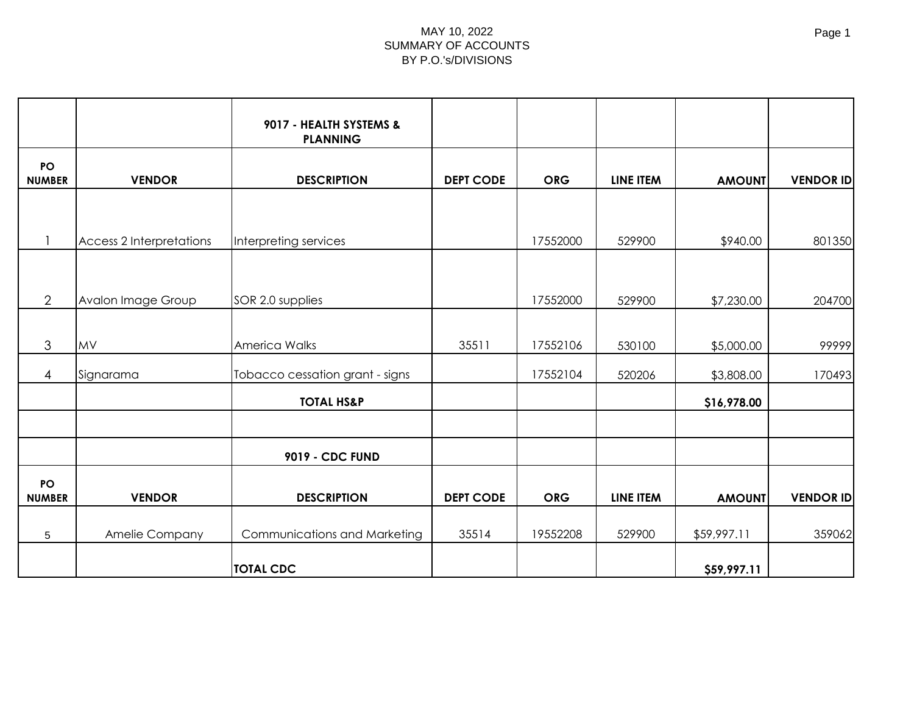MAY 10, 2022
SUMMARY OF ACCOUNTS
BY P.O.'s/DIVISIONS

| | | 9017 - HEALTH SYSTEMS & PLANNING | | | | | |
|---|---|---|---|---|---|---|---|
| **PO NUMBER** | **VENDOR** | **DESCRIPTION** | **DEPT CODE** | **ORG** | **LINE ITEM** | **AMOUNT** | **VENDOR ID** |
| 1 | Access 2 Interpretations | Interpreting services | | 17552000 | 529900 | $940.00 | 801350 |
| 2 | Avalon Image Group | SOR 2.0 supplies | | 17552000 | 529900 | $7,230.00 | 204700 |
| 3 | MV | America Walks | 35511 | 17552106 | 530100 | $5,000.00 | 99999 |
| 4 | Signarama | Tobacco cessation grant - signs | | 17552104 | 520206 | $3,808.00 | 170493 |
| | | **TOTAL HS&P** | | | | **$16,978.00** | |
| | | | | | | | |
| | | **9019 - CDC FUND** | | | | | |
| **PO NUMBER** | **VENDOR** | **DESCRIPTION** | **DEPT CODE** | **ORG** | **LINE ITEM** | **AMOUNT** | **VENDOR ID** |
| 5 | Amelie Company | Communications and Marketing | 35514 | 19552208 | 529900 | $59,997.11 | 359062 |
| | | **TOTAL CDC** | | | | **$59,997.11** | |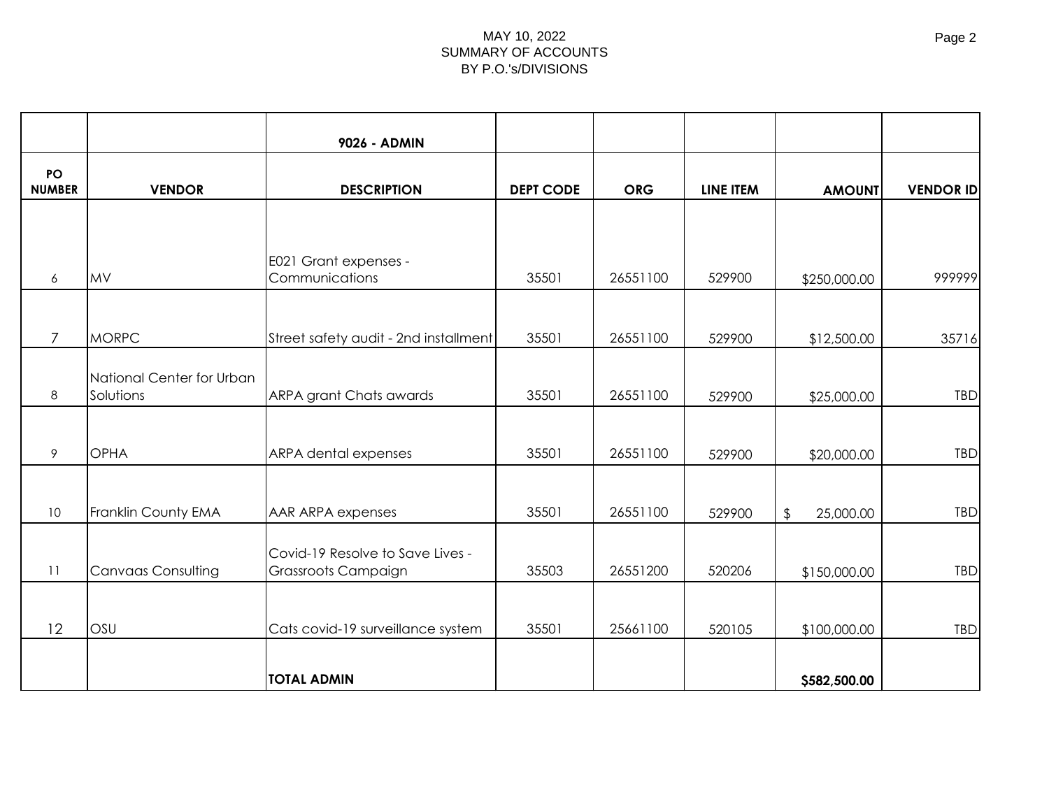MAY 10, 2022
SUMMARY OF ACCOUNTS
BY P.O.'s/DIVISIONS

| | | 9026 - ADMIN | | | | | |
|---|---|---|---|---|---|---|---|
| **PO NUMBER** | **VENDOR** | **DESCRIPTION** | **DEPT CODE** | **ORG** | **LINE ITEM** | **AMOUNT** | **VENDOR ID** |
| 6 | MV | E021 Grant expenses - Communications | 35501 | 26551100 | 529900 | $250,000.00 | 999999 |
| 7 | MORPC | Street safety audit - 2nd installment | 35501 | 26551100 | 529900 | $12,500.00 | 35716 |
| 8 | National Center for Urban Solutions | ARPA grant Chats awards | 35501 | 26551100 | 529900 | $25,000.00 | TBD |
| 9 | OPHA | ARPA dental expenses | 35501 | 26551100 | 529900 | $20,000.00 | TBD |
| 10 | Franklin County EMA | AAR ARPA expenses | 35501 | 26551100 | 529900 | $ 25,000.00 | TBD |
| 11 | Canvaas Consulting | Covid-19 Resolve to Save Lives - Grassroots Campaign | 35503 | 26551200 | 520206 | $150,000.00 | TBD |
| 12 | OSU | Cats covid-19 surveillance system | 35501 | 25661100 | 520105 | $100,000.00 | TBD |
| | | **TOTAL ADMIN** | | | | **$582,500.00** | |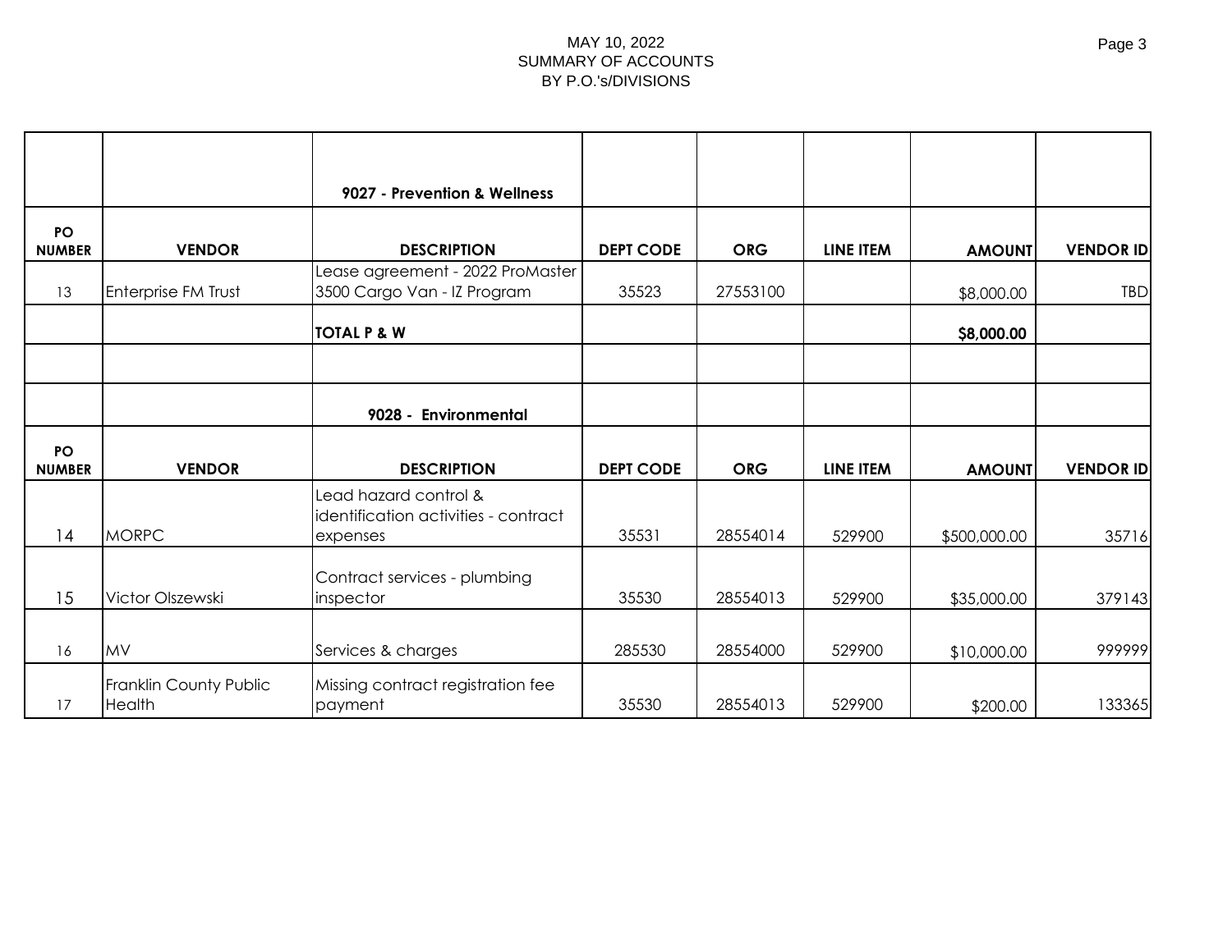MAY 10, 2022
SUMMARY OF ACCOUNTS
BY P.O.'s/DIVISIONS

| | | 9027 - Prevention & Wellness | | | | | |
|---|---|---|---|---|---|---|---|
| **PO NUMBER** | **VENDOR** | **DESCRIPTION** | **DEPT CODE** | **ORG** | **LINE ITEM** | **AMOUNT** | **VENDOR ID** |
| 13 | Enterprise FM Trust | Lease agreement - 2022 ProMaster 3500 Cargo Van - IZ Program | 35523 | 27553100 | | $8,000.00 | TBD |
| | | **TOTAL P & W** | | | | **$8,000.00** | |
| | | | | | | | |
| | | **9028 - Environmental** | | | | | |
| **PO NUMBER** | **VENDOR** | **DESCRIPTION** | **DEPT CODE** | **ORG** | **LINE ITEM** | **AMOUNT** | **VENDOR ID** |
| 14 | MORPC | Lead hazard control & identification activities - contract expenses | 35531 | 28554014 | 529900 | $500,000.00 | 35716 |
| 15 | Victor Olszewski | Contract services - plumbing inspector | 35530 | 28554013 | 529900 | $35,000.00 | 379143 |
| 16 | MV | Services & charges | 285530 | 28554000 | 529900 | $10,000.00 | 999999 |
| 17 | Franklin County Public Health | Missing contract registration fee payment | 35530 | 28554013 | 529900 | $200.00 | 133365 |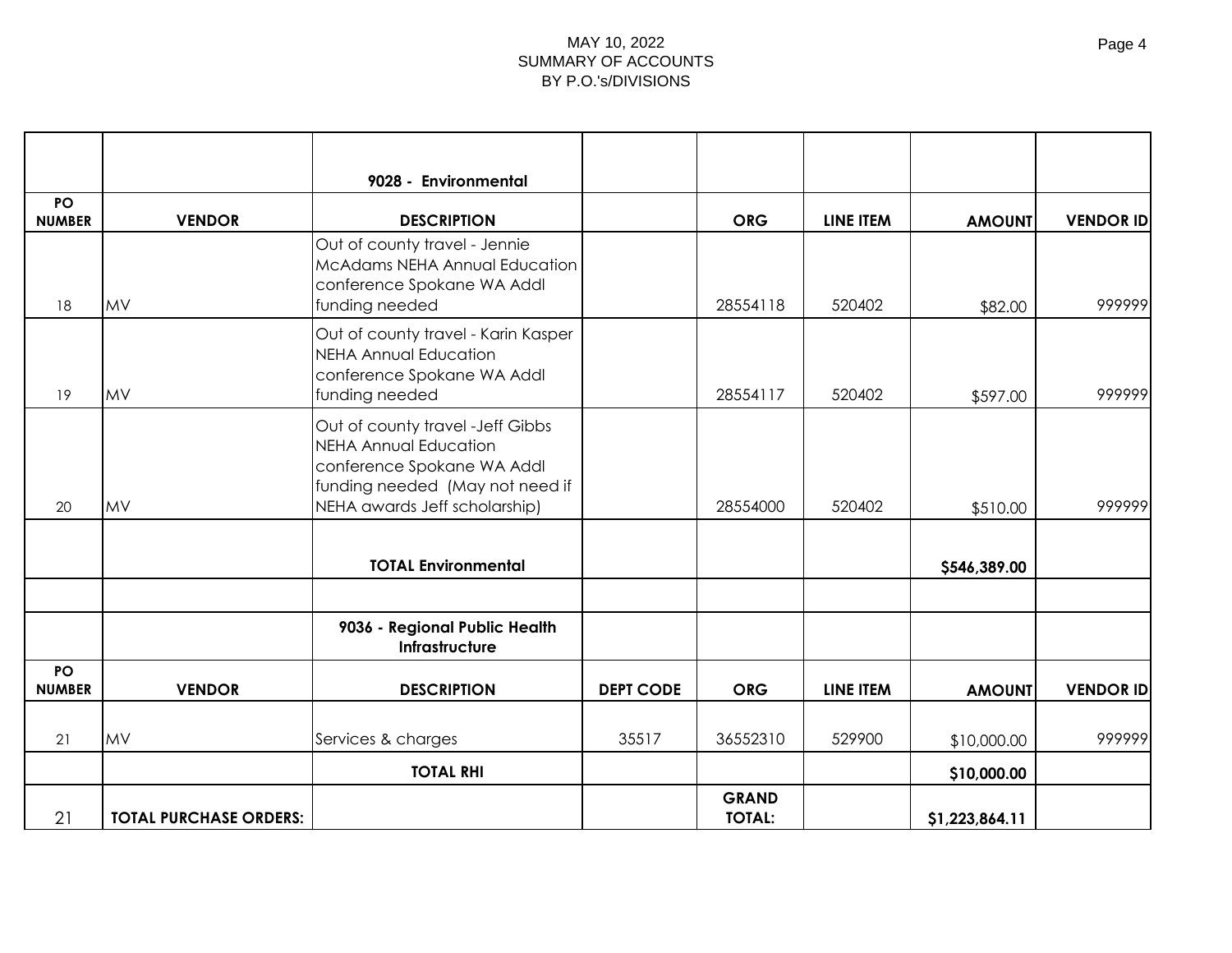MAY 10, 2022
SUMMARY OF ACCOUNTS
BY P.O.'s/DIVISIONS

| | | | | | | | |
|---|---|---|---|---|---|---|---|
| | | **9028 - Environmental** | | | | | |
| **PO NUMBER** | **VENDOR** | **DESCRIPTION** | | **ORG** | **LINE ITEM** | **AMOUNT** | **VENDOR ID** |
| 18 | MV | Out of county travel - Jennie McAdams NEHA Annual Education conference Spokane WA Addl funding needed | | 28554118 | 520402 | $82.00 | 999999 |
| 19 | MV | Out of county travel - Karin Kasper NEHA Annual Education conference Spokane WA Addl funding needed | | 28554117 | 520402 | $597.00 | 999999 |
| 20 | MV | Out of county travel -Jeff Gibbs NEHA Annual Education conference Spokane WA Addl funding needed (May not need if NEHA awards Jeff scholarship) | | 28554000 | 520402 | $510.00 | 999999 |
| | | **TOTAL Environmental** | | | | **$546,389.00** | |
| | | | | | | | |
| | | **9036 - Regional Public Health Infrastructure** | | | | | |
| **PO NUMBER** | **VENDOR** | **DESCRIPTION** | **DEPT CODE** | **ORG** | **LINE ITEM** | **AMOUNT** | **VENDOR ID** |
| 21 | MV | Services & charges | 35517 | 36552310 | 529900 | $10,000.00 | 999999 |
| | | **TOTAL RHI** | | | | **$10,000.00** | |
| 21 | **TOTAL PURCHASE ORDERS:** | | | **GRAND TOTAL:** | | **$1,223,864.11** | |